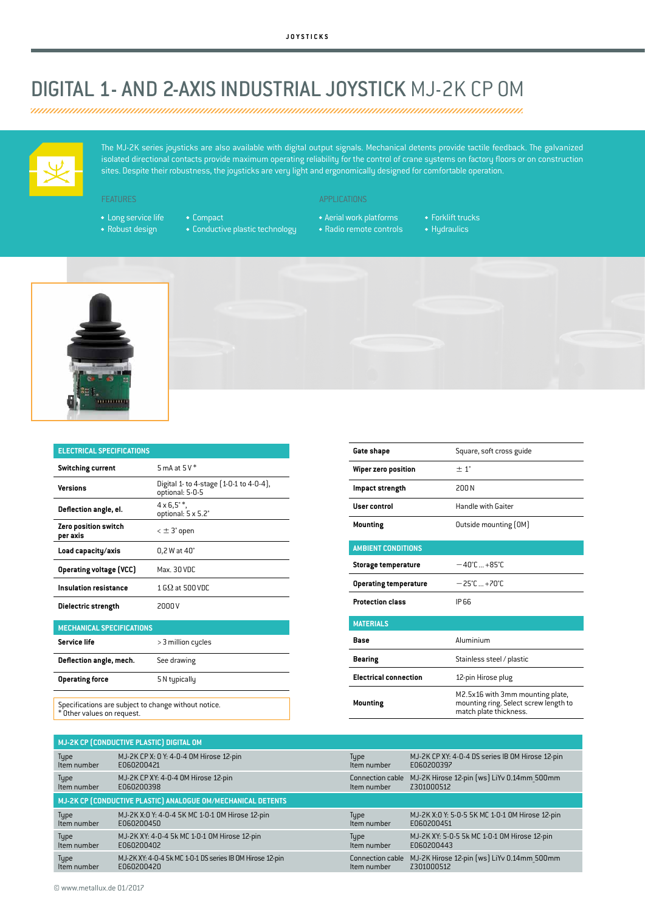# DIGITAL 1- AND 2-AXIS INDUSTRIAL JOYSTICK MJ-2K CP OM

The MJ-2K series joysticks are also available with digital output signals. Mechanical detents provide tactile feedback. The galvanized isolated directional contacts provide maximum operating reliability for the control of crane systems on factory floors or on construction sites. Despite their robustness, the joysticks are very light and ergonomically designed for comfortable operation.

**FEATURES**

- Long service life
- Robust design
- Compact
- Conductive plastic technology

**APPLICATIONS**

- Aerial work platforms
- Radio remote controls
- Forklift trucks
- Hydraulics

| ELECTRICAL SPECIFICATIONS | |
|---|---|
| **Switching current** | 5 mA at 5 V * |
| **Versions** | Digital 1- to 4-stage (1-0-1 to 4-0-4), optional: 5-0-5 |
| **Deflection angle, el.** | 4 x 6,5° *, optional: 5 x 5.2° |
| **Zero position switch per axis** | < ± 3° open |
| **Load capacity/axis** | 0,2 W at 40° |
| **Operating voltage (VCC)** | Max. 30 VDC |
| **Insulation resistance** | 1 GΩ at 500 VDC |
| **Dielectric strength** | 2000 V |

| MECHANICAL SPECIFICATIONS | |
|---|---|
| **Service life** | > 3 million cycles |
| **Deflection angle, mech.** | See drawing |
| **Operating force** | 5 N typically |

Specifications are subject to change without notice.
* Other values on request.

| | |
|---|---|
| **Gate shape** | Square, soft cross guide |
| **Wiper zero position** | ± 1° |
| **Impact strength** | 200 N |
| **User control** | Handle with Gaiter |
| **Mounting** | Outside mounting (OM) |

| AMBIENT CONDITIONS | |
|---|---|
| **Storage temperature** | −40°C ... +85°C |
| **Operating temperature** | −25°C ... +70°C |
| **Protection class** | IP 66 |

| MATERIALS | |
|---|---|
| **Base** | Aluminium |
| **Bearing** | Stainless steel / plastic |
| **Electrical connection** | 12-pin Hirose plug |
| **Mounting** | M2.5x16 with 3mm mounting plate, mounting ring. Select screw length to match plate thickness. |

| MJ-2K CP (CONDUCTIVE PLASTIC) DIGITAL OM | | | |
|---|---|---|---|
| Type<br>Item number | MJ-2K CP X: 0 Y: 4-0-4 OM Hirose 12-pin<br>E060200421 | Type<br>Item number | MJ-2K CP XY: 4-0-4 DS series IB OM Hirose 12-pin<br>E060200397 |
| Type<br>Item number | MJ-2K CP XY: 4-0-4 OM Hirose 12-pin<br>E060200398 | Connection cable<br>Item number | MJ-2K Hirose 12-pin (ws) LiYv 0.14mm_500mm<br>Z301000512 |
| **MJ-2K CP (CONDUCTIVE PLASTIC) ANALOGUE OM/MECHANICAL DETENTS** | | | |
| Type<br>Item number | MJ-2K X:0 Y: 4-0-4 5K MC 1-0-1 OM Hirose 12-pin<br>E060200450 | Type<br>Item number | MJ-2K X:0 Y: 5-0-5 5K MC 1-0-1 OM Hirose 12-pin<br>E060200451 |
| Type<br>Item number | MJ-2K XY: 4-0-4 5k MC 1-0-1 OM Hirose 12-pin<br>E060200402 | Type<br>Item number | MJ-2K XY: 5-0-5 5k MC 1-0-1 OM Hirose 12-pin<br>E060200443 |
| Type<br>Item number | MJ-2K XY: 4-0-4 5k MC 1-0-1 DS series IB OM Hirose 12-pin<br>E060200420 | Connection cable<br>Item number | MJ-2K Hirose 12-pin (ws) LiYv 0.14mm_500mm<br>Z301000512 |

© www.metallux.de 01/2017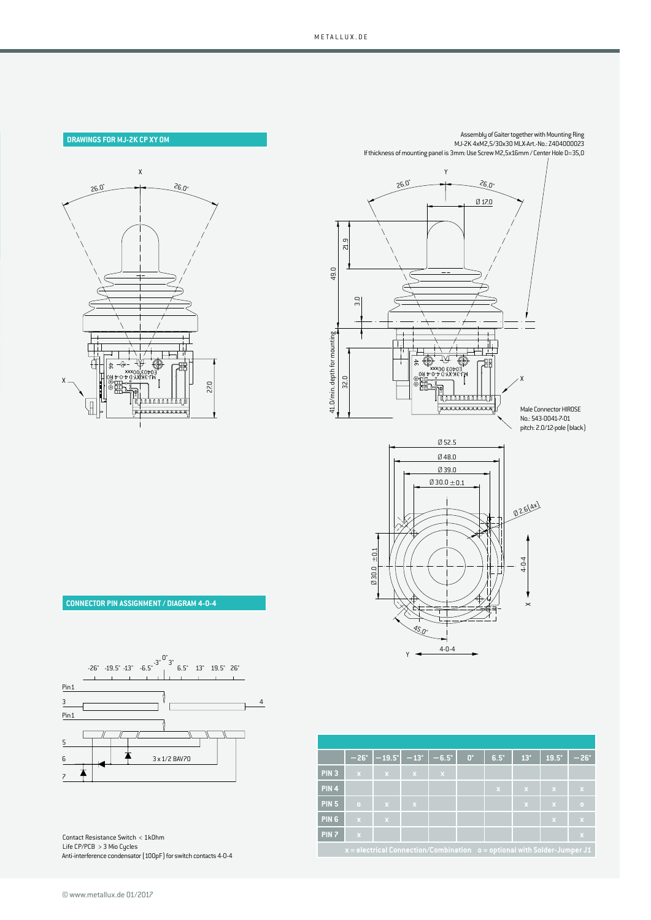## DRAWINGS FOR MJ-2K CP XY OM

Assembly of Gaiter together with Mounting Ring
MJ-2K 4xM2,5/30x30 MLX-Art.-No.: Z404000023
If thickness of mounting panel is 3mm: Use Screw M2,5x16mm / Center Hole D=35,0

X
26.0°
26.0°
X
27.0

Y
26.0°
26.0°
Ø 17.0
21.9
49.0
3.0
41.0/min. depth for mounting
32.0
X
Male Connector HIROSE
No.: 543-0041-7-01
pitch: 2.0/12-pole (black)

Ø 52.5
Ø 48.0
Ø 39.0
Ø 30.0 ±0.1
Ø 2.6(4x)
Ø 30.0 ±0.1
4-0-4
X
45.0°
Y
4-0-4

## CONNECTOR PIN ASSIGNMENT / DIAGRAM 4-0-4

-26° -19.5° -13° -6.5° -3° 0° 3° 6.5° 13° 19.5° 26°
Pin1
3
4
Pin1
5
6
7
3 x 1/2 BAV70

Contact Resistance Switch < 1kOhm
Life CP/PCB > 3 Mio Cycles
Anti-interference condensator (100pF) for switch contacts 4-0-4

| | −26° | −19.5° | −13° | −6.5° | 0° | 6.5° | 13° | 19.5° | −26° |
|---|---|---|---|---|---|---|---|---|---|
| PIN 3 | x | x | x | x | | | | | |
| PIN 4 | | | | | | x | x | x | x |
| PIN 5 | o | x | x | | | | x | x | o |
| PIN 6 | x | x | | | | | | x | x |
| PIN 7 | x | | | | | | | | x |

x = electrical Connection/Combination o = optional with Solder-Jumper J1